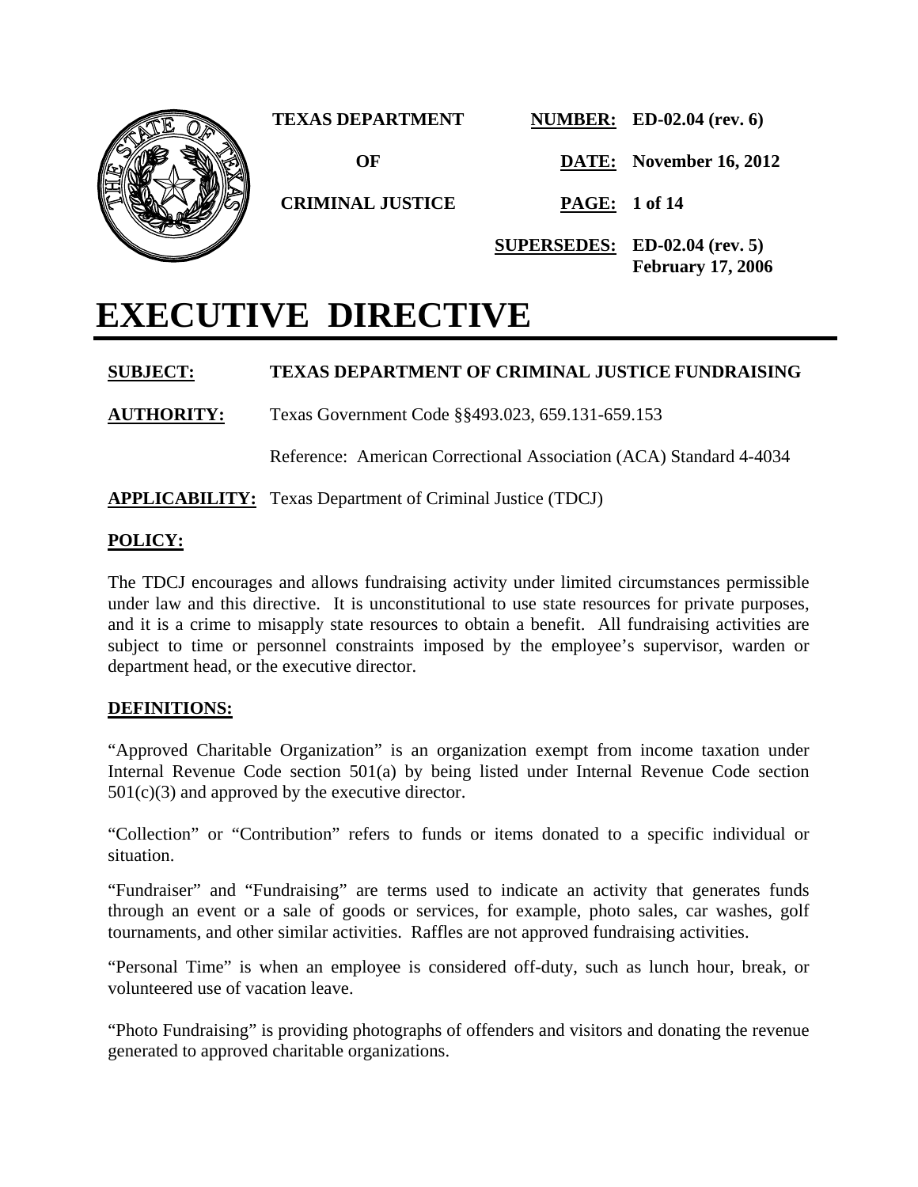**TEXAS DEPARTMENT OF CRIMINAL JUSTICE**

**NUMBER:** ED-02.04 (rev. 6)

**DATE:** November 16, 2012

**SUPERSEDES:** ED-02.04 (rev. 5) February 17, 2006

# EXECUTIVE DIRECTIVE

**SUBJECT:** TEXAS DEPARTMENT OF CRIMINAL JUSTICE FUNDRAISING

**AUTHORITY:** Texas Government Code §§493.023, 659.131-659.153

Reference: American Correctional Association (ACA) Standard 4-4034

**APPLICABILITY:** Texas Department of Criminal Justice (TDCJ)

## POLICY:

The TDCJ encourages and allows fundraising activity under limited circumstances permissible under law and this directive. It is unconstitutional to use state resources for private purposes, and it is a crime to misapply state resources to obtain a benefit. All fundraising activities are subject to time or personnel constraints imposed by the employee's supervisor, warden or department head, or the executive director.

## DEFINITIONS:

"Approved Charitable Organization" is an organization exempt from income taxation under Internal Revenue Code section 501(a) by being listed under Internal Revenue Code section 501(c)(3) and approved by the executive director.

"Collection" or "Contribution" refers to funds or items donated to a specific individual or situation.

"Fundraiser" and "Fundraising" are terms used to indicate an activity that generates funds through an event or a sale of goods or services, for example, photo sales, car washes, golf tournaments, and other similar activities. Raffles are not approved fundraising activities.

"Personal Time" is when an employee is considered off-duty, such as lunch hour, break, or volunteered use of vacation leave.

"Photo Fundraising" is providing photographs of offenders and visitors and donating the revenue generated to approved charitable organizations.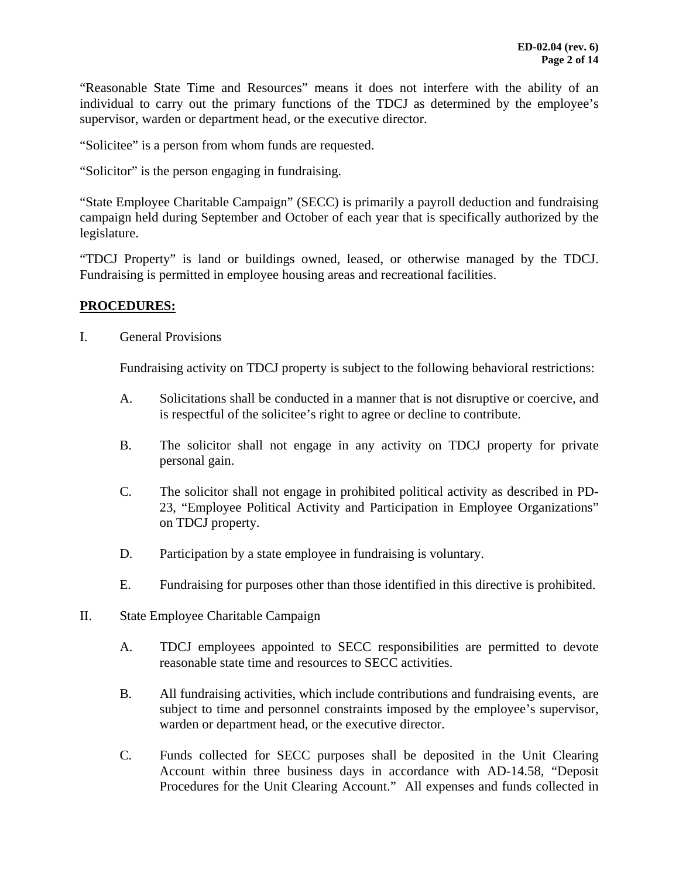"Reasonable State Time and Resources" means it does not interfere with the ability of an individual to carry out the primary functions of the TDCJ as determined by the employee's supervisor, warden or department head, or the executive director.

"Solicitee" is a person from whom funds are requested.

"Solicitor" is the person engaging in fundraising.

"State Employee Charitable Campaign" (SECC) is primarily a payroll deduction and fundraising campaign held during September and October of each year that is specifically authorized by the legislature.

"TDCJ Property" is land or buildings owned, leased, or otherwise managed by the TDCJ. Fundraising is permitted in employee housing areas and recreational facilities.

## PROCEDURES:

I. General Provisions

Fundraising activity on TDCJ property is subject to the following behavioral restrictions:

- A. Solicitations shall be conducted in a manner that is not disruptive or coercive, and is respectful of the solicitee's right to agree or decline to contribute.
- B. The solicitor shall not engage in any activity on TDCJ property for private personal gain.
- C. The solicitor shall not engage in prohibited political activity as described in PD-23, "Employee Political Activity and Participation in Employee Organizations" on TDCJ property.
- D. Participation by a state employee in fundraising is voluntary.
- E. Fundraising for purposes other than those identified in this directive is prohibited.

II. State Employee Charitable Campaign

- A. TDCJ employees appointed to SECC responsibilities are permitted to devote reasonable state time and resources to SECC activities.
- B. All fundraising activities, which include contributions and fundraising events, are subject to time and personnel constraints imposed by the employee's supervisor, warden or department head, or the executive director.
- C. Funds collected for SECC purposes shall be deposited in the Unit Clearing Account within three business days in accordance with AD-14.58, "Deposit Procedures for the Unit Clearing Account." All expenses and funds collected in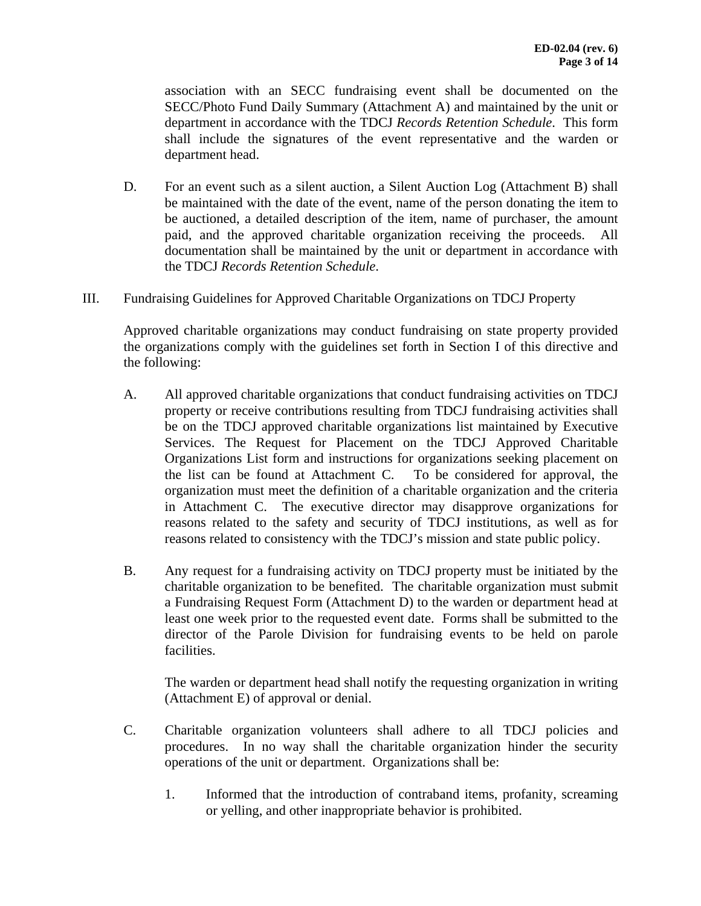association with an SECC fundraising event shall be documented on the SECC/Photo Fund Daily Summary (Attachment A) and maintained by the unit or department in accordance with the TDCJ *Records Retention Schedule*. This form shall include the signatures of the event representative and the warden or department head.

D. For an event such as a silent auction, a Silent Auction Log (Attachment B) shall be maintained with the date of the event, name of the person donating the item to be auctioned, a detailed description of the item, name of purchaser, the amount paid, and the approved charitable organization receiving the proceeds. All documentation shall be maintained by the unit or department in accordance with the TDCJ *Records Retention Schedule*.

III. Fundraising Guidelines for Approved Charitable Organizations on TDCJ Property

Approved charitable organizations may conduct fundraising on state property provided the organizations comply with the guidelines set forth in Section I of this directive and the following:

A. All approved charitable organizations that conduct fundraising activities on TDCJ property or receive contributions resulting from TDCJ fundraising activities shall be on the TDCJ approved charitable organizations list maintained by Executive Services. The Request for Placement on the TDCJ Approved Charitable Organizations List form and instructions for organizations seeking placement on the list can be found at Attachment C. To be considered for approval, the organization must meet the definition of a charitable organization and the criteria in Attachment C. The executive director may disapprove organizations for reasons related to the safety and security of TDCJ institutions, as well as for reasons related to consistency with the TDCJ's mission and state public policy.

B. Any request for a fundraising activity on TDCJ property must be initiated by the charitable organization to be benefited. The charitable organization must submit a Fundraising Request Form (Attachment D) to the warden or department head at least one week prior to the requested event date. Forms shall be submitted to the director of the Parole Division for fundraising events to be held on parole facilities.

The warden or department head shall notify the requesting organization in writing (Attachment E) of approval or denial.

C. Charitable organization volunteers shall adhere to all TDCJ policies and procedures. In no way shall the charitable organization hinder the security operations of the unit or department. Organizations shall be:

1. Informed that the introduction of contraband items, profanity, screaming or yelling, and other inappropriate behavior is prohibited.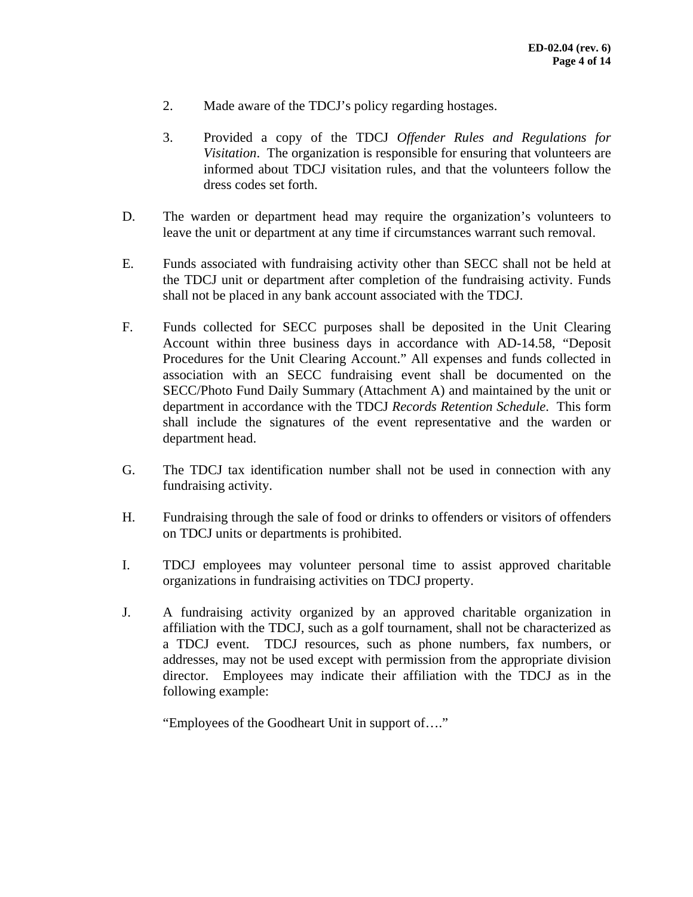2. Made aware of the TDCJ's policy regarding hostages.

3. Provided a copy of the TDCJ *Offender Rules and Regulations for Visitation*. The organization is responsible for ensuring that volunteers are informed about TDCJ visitation rules, and that the volunteers follow the dress codes set forth.

D. The warden or department head may require the organization's volunteers to leave the unit or department at any time if circumstances warrant such removal.

E. Funds associated with fundraising activity other than SECC shall not be held at the TDCJ unit or department after completion of the fundraising activity. Funds shall not be placed in any bank account associated with the TDCJ.

F. Funds collected for SECC purposes shall be deposited in the Unit Clearing Account within three business days in accordance with AD-14.58, "Deposit Procedures for the Unit Clearing Account." All expenses and funds collected in association with an SECC fundraising event shall be documented on the SECC/Photo Fund Daily Summary (Attachment A) and maintained by the unit or department in accordance with the TDCJ *Records Retention Schedule*. This form shall include the signatures of the event representative and the warden or department head.

G. The TDCJ tax identification number shall not be used in connection with any fundraising activity.

H. Fundraising through the sale of food or drinks to offenders or visitors of offenders on TDCJ units or departments is prohibited.

I. TDCJ employees may volunteer personal time to assist approved charitable organizations in fundraising activities on TDCJ property.

J. A fundraising activity organized by an approved charitable organization in affiliation with the TDCJ, such as a golf tournament, shall not be characterized as a TDCJ event. TDCJ resources, such as phone numbers, fax numbers, or addresses, may not be used except with permission from the appropriate division director. Employees may indicate their affiliation with the TDCJ as in the following example:

"Employees of the Goodheart Unit in support of…."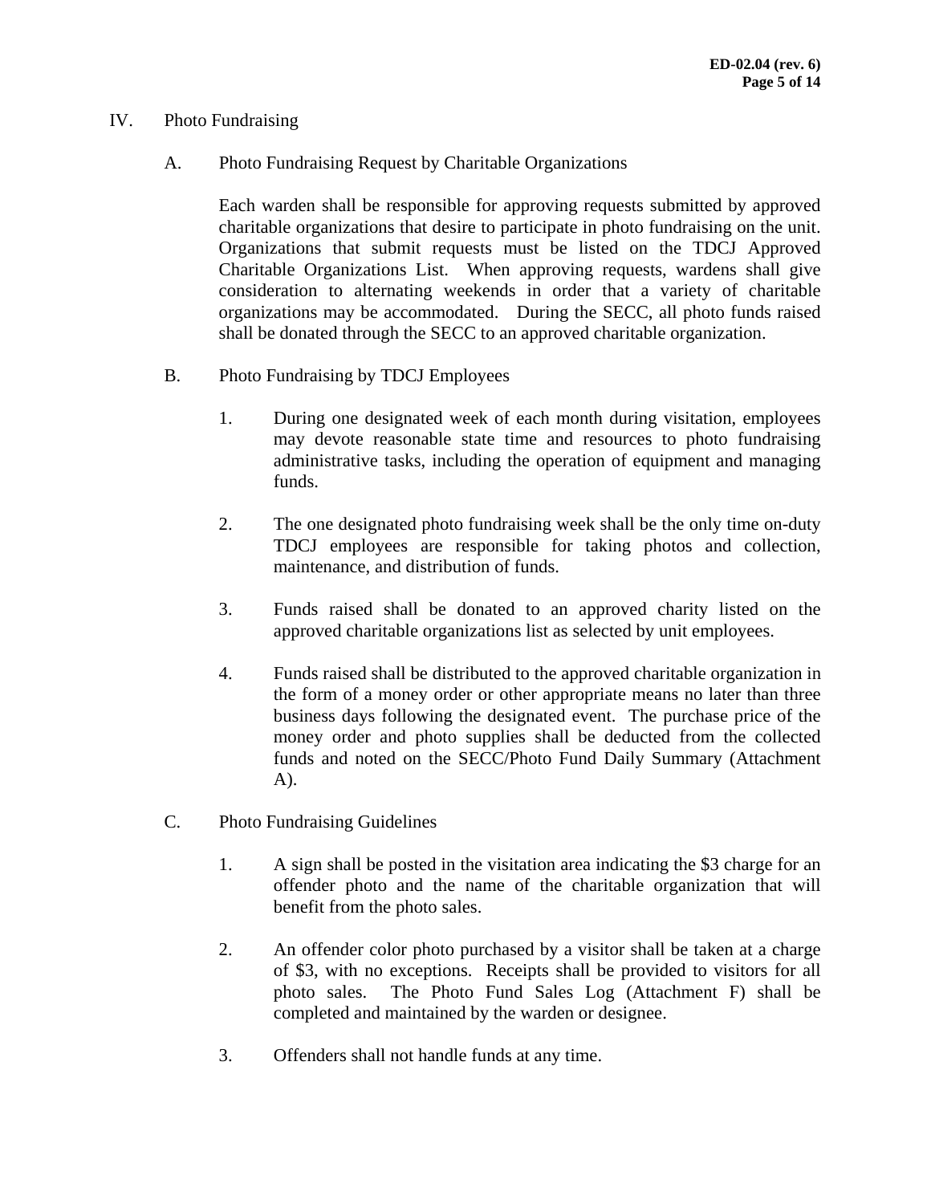## IV. Photo Fundraising

### A. Photo Fundraising Request by Charitable Organizations

Each warden shall be responsible for approving requests submitted by approved charitable organizations that desire to participate in photo fundraising on the unit. Organizations that submit requests must be listed on the TDCJ Approved Charitable Organizations List. When approving requests, wardens shall give consideration to alternating weekends in order that a variety of charitable organizations may be accommodated. During the SECC, all photo funds raised shall be donated through the SECC to an approved charitable organization.

### B. Photo Fundraising by TDCJ Employees

1. During one designated week of each month during visitation, employees may devote reasonable state time and resources to photo fundraising administrative tasks, including the operation of equipment and managing funds.

2. The one designated photo fundraising week shall be the only time on-duty TDCJ employees are responsible for taking photos and collection, maintenance, and distribution of funds.

3. Funds raised shall be donated to an approved charity listed on the approved charitable organizations list as selected by unit employees.

4. Funds raised shall be distributed to the approved charitable organization in the form of a money order or other appropriate means no later than three business days following the designated event. The purchase price of the money order and photo supplies shall be deducted from the collected funds and noted on the SECC/Photo Fund Daily Summary (Attachment A).

### C. Photo Fundraising Guidelines

1. A sign shall be posted in the visitation area indicating the $3 charge for an offender photo and the name of the charitable organization that will benefit from the photo sales.

2. An offender color photo purchased by a visitor shall be taken at a charge of $3, with no exceptions. Receipts shall be provided to visitors for all photo sales. The Photo Fund Sales Log (Attachment F) shall be completed and maintained by the warden or designee.

3. Offenders shall not handle funds at any time.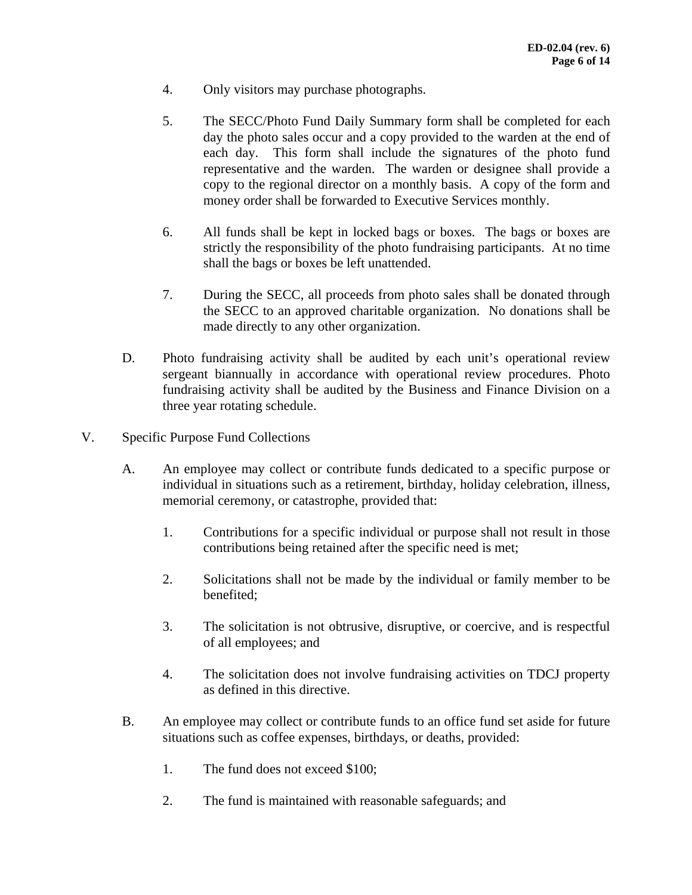4. Only visitors may purchase photographs.

5. The SECC/Photo Fund Daily Summary form shall be completed for each day the photo sales occur and a copy provided to the warden at the end of each day. This form shall include the signatures of the photo fund representative and the warden. The warden or designee shall provide a copy to the regional director on a monthly basis. A copy of the form and money order shall be forwarded to Executive Services monthly.

6. All funds shall be kept in locked bags or boxes. The bags or boxes are strictly the responsibility of the photo fundraising participants. At no time shall the bags or boxes be left unattended.

7. During the SECC, all proceeds from photo sales shall be donated through the SECC to an approved charitable organization. No donations shall be made directly to any other organization.

D. Photo fundraising activity shall be audited by each unit's operational review sergeant biannually in accordance with operational review procedures. Photo fundraising activity shall be audited by the Business and Finance Division on a three year rotating schedule.

V. Specific Purpose Fund Collections

A. An employee may collect or contribute funds dedicated to a specific purpose or individual in situations such as a retirement, birthday, holiday celebration, illness, memorial ceremony, or catastrophe, provided that:

1. Contributions for a specific individual or purpose shall not result in those contributions being retained after the specific need is met;

2. Solicitations shall not be made by the individual or family member to be benefited;

3. The solicitation is not obtrusive, disruptive, or coercive, and is respectful of all employees; and

4. The solicitation does not involve fundraising activities on TDCJ property as defined in this directive.

B. An employee may collect or contribute funds to an office fund set aside for future situations such as coffee expenses, birthdays, or deaths, provided:

1. The fund does not exceed $100;

2. The fund is maintained with reasonable safeguards; and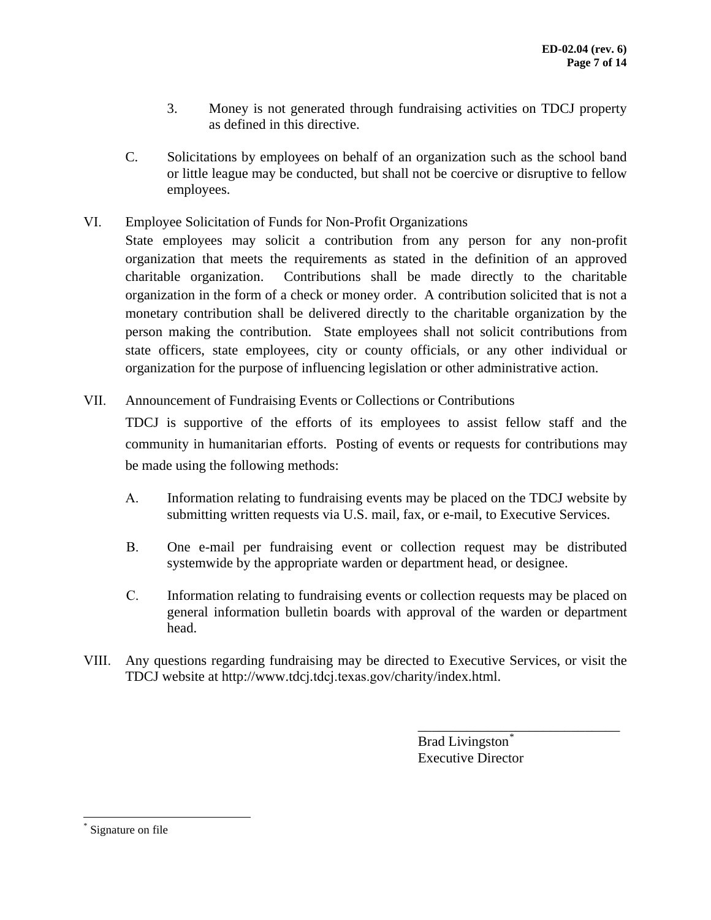3. Money is not generated through fundraising activities on TDCJ property as defined in this directive.

C. Solicitations by employees on behalf of an organization such as the school band or little league may be conducted, but shall not be coercive or disruptive to fellow employees.

VI. Employee Solicitation of Funds for Non-Profit Organizations

State employees may solicit a contribution from any person for any non-profit organization that meets the requirements as stated in the definition of an approved charitable organization. Contributions shall be made directly to the charitable organization in the form of a check or money order. A contribution solicited that is not a monetary contribution shall be delivered directly to the charitable organization by the person making the contribution. State employees shall not solicit contributions from state officers, state employees, city or county officials, or any other individual or organization for the purpose of influencing legislation or other administrative action.

VII. Announcement of Fundraising Events or Collections or Contributions

TDCJ is supportive of the efforts of its employees to assist fellow staff and the community in humanitarian efforts. Posting of events or requests for contributions may be made using the following methods:

A. Information relating to fundraising events may be placed on the TDCJ website by submitting written requests via U.S. mail, fax, or e-mail, to Executive Services.

B. One e-mail per fundraising event or collection request may be distributed systemwide by the appropriate warden or department head, or designee.

C. Information relating to fundraising events or collection requests may be placed on general information bulletin boards with approval of the warden or department head.

VIII. Any questions regarding fundraising may be directed to Executive Services, or visit the TDCJ website at http://www.tdcj.tdcj.texas.gov/charity/index.html.

\_\_\_\_\_\_\_\_\_\_\_\_\_\_\_\_\_\_\_\_\_\_\_\_\_\_\_\_\_\_

Brad Livingston*

Executive Director

* Signature on file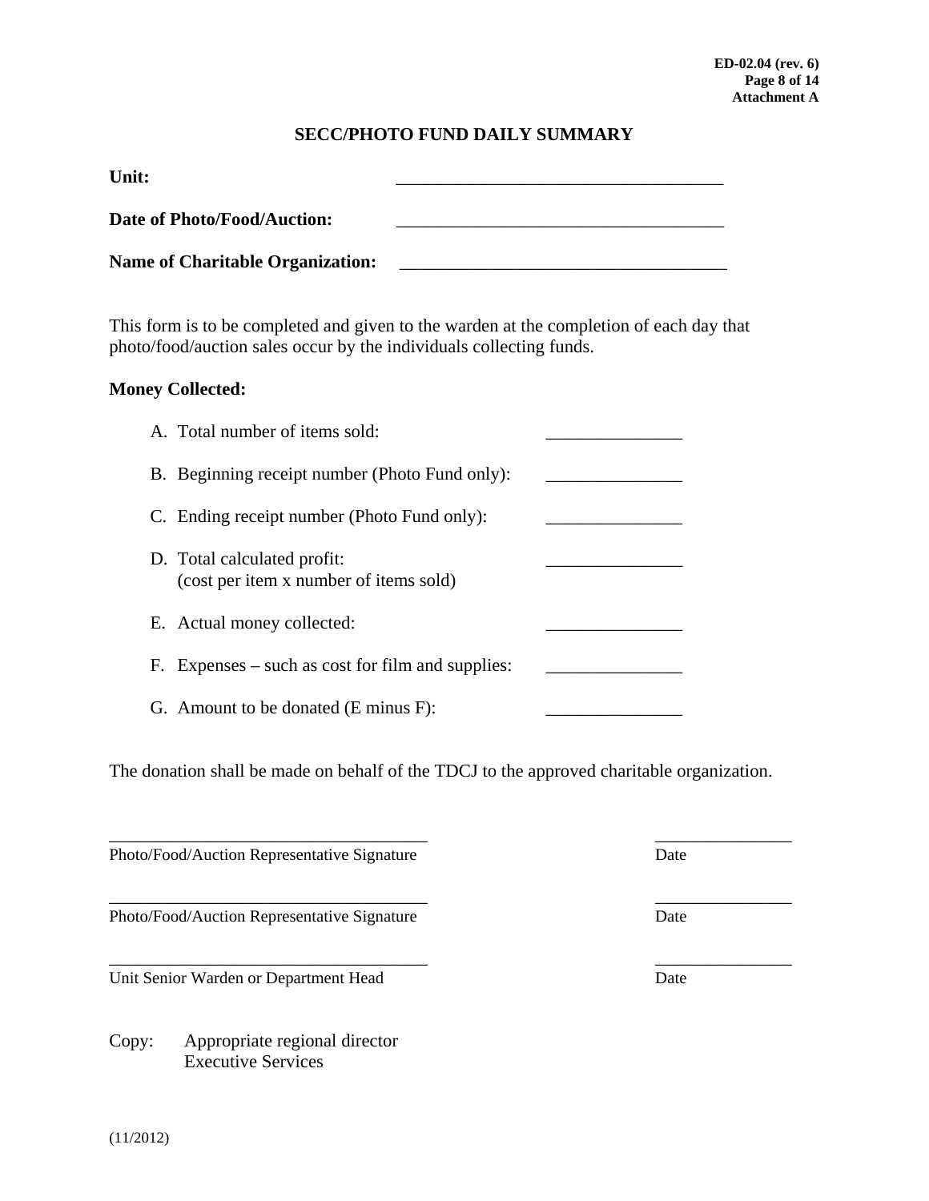**ED-02.04 (rev. 6)**
**Attachment A**

# SECC/PHOTO FUND DAILY SUMMARY

**Unit:** ___________________________________

**Date of Photo/Food/Auction:** ___________________________________

**Name of Charitable Organization:** ___________________________________

This form is to be completed and given to the warden at the completion of each day that photo/food/auction sales occur by the individuals collecting funds.

**Money Collected:**

A. Total number of items sold: _______________

B. Beginning receipt number (Photo Fund only): _______________

C. Ending receipt number (Photo Fund only): _______________

D. Total calculated profit: _______________
(cost per item x number of items sold)

E. Actual money collected: _______________

F. Expenses – such as cost for film and supplies: _______________

G. Amount to be donated (E minus F): _______________

The donation shall be made on behalf of the TDCJ to the approved charitable organization.

___________________________________ _______________
Photo/Food/Auction Representative Signature Date

___________________________________ _______________
Photo/Food/Auction Representative Signature Date

___________________________________ _______________
Unit Senior Warden or Department Head Date

Copy: Appropriate regional director
Executive Services

(11/2012)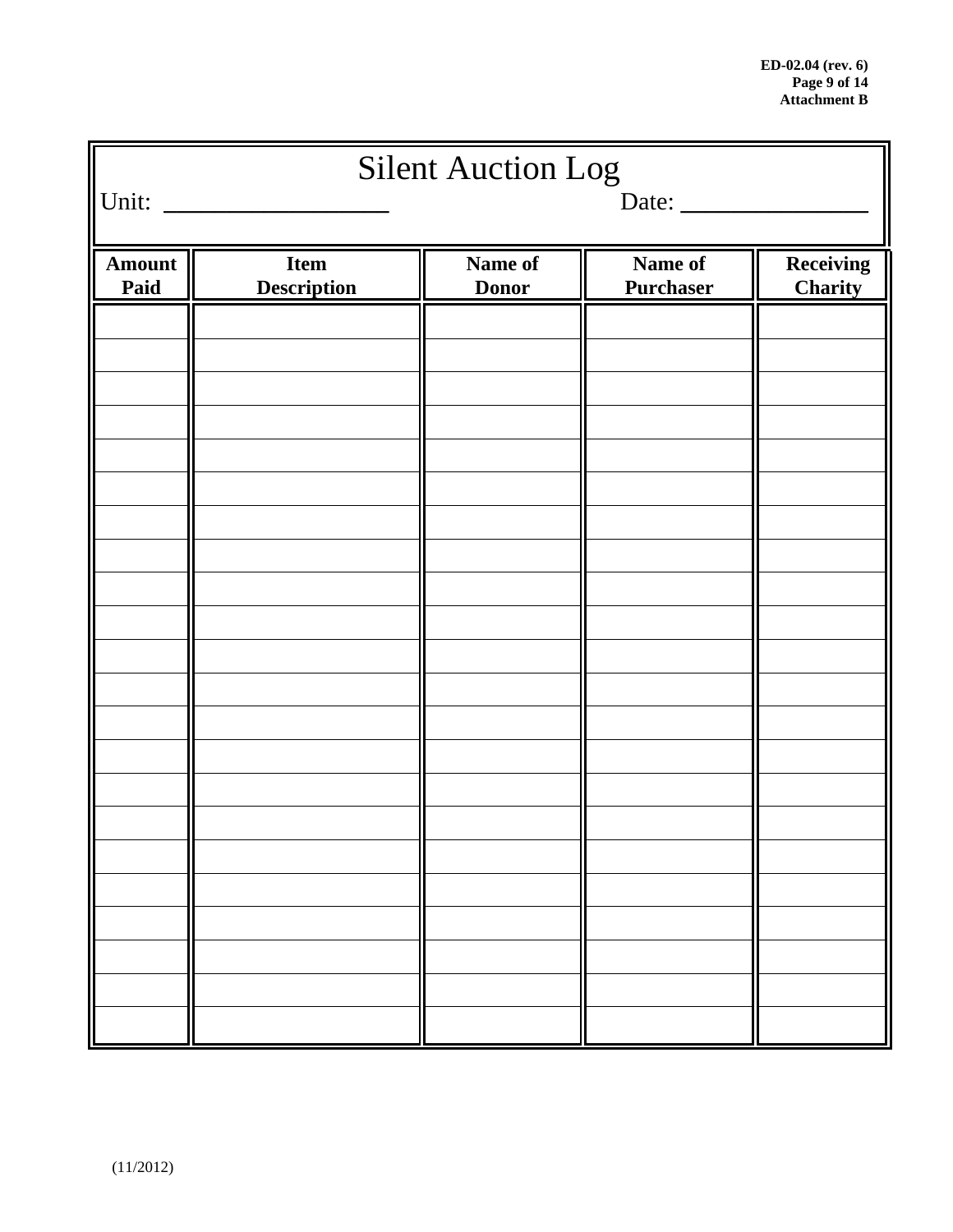# Silent Auction Log

Unit: ___________________ Date: ________________

| Amount Paid | Item Description | Name of Donor | Name of Purchaser | Receiving Charity |
|---|---|---|---|---|
| | | | | |
| | | | | |
| | | | | |
| | | | | |
| | | | | |
| | | | | |
| | | | | |
| | | | | |
| | | | | |
| | | | | |
| | | | | |
| | | | | |
| | | | | |
| | | | | |
| | | | | |
| | | | | |
| | | | | |
| | | | | |
| | | | | |
| | | | | |
| | | | | |
| | | | | |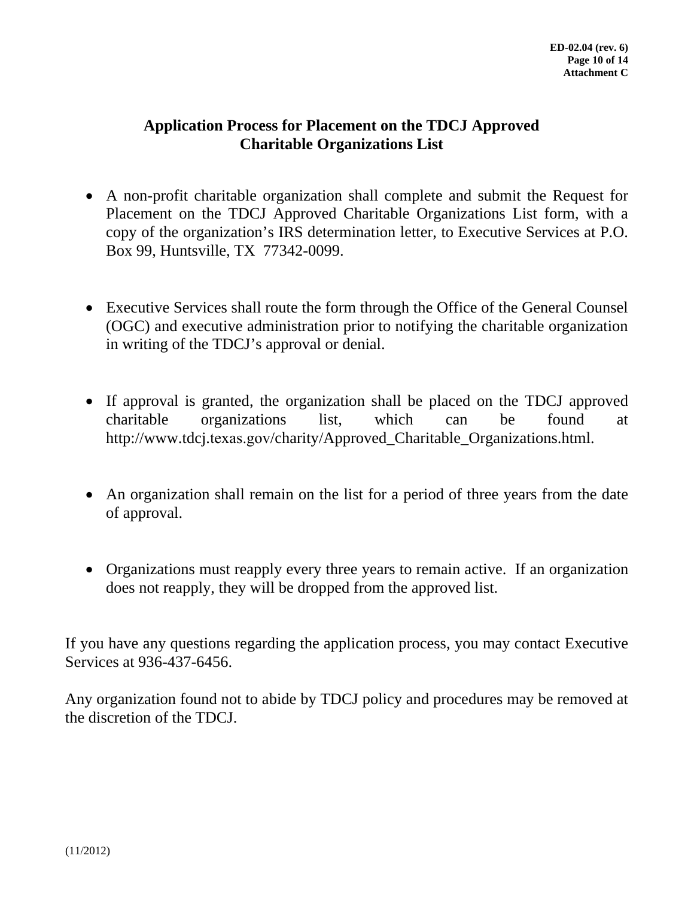# Application Process for Placement on the TDCJ Approved Charitable Organizations List

- A non-profit charitable organization shall complete and submit the Request for Placement on the TDCJ Approved Charitable Organizations List form, with a copy of the organization's IRS determination letter, to Executive Services at P.O. Box 99, Huntsville, TX 77342-0099.

- Executive Services shall route the form through the Office of the General Counsel (OGC) and executive administration prior to notifying the charitable organization in writing of the TDCJ's approval or denial.

- If approval is granted, the organization shall be placed on the TDCJ approved charitable organizations list, which can be found at http://www.tdcj.texas.gov/charity/Approved_Charitable_Organizations.html.

- An organization shall remain on the list for a period of three years from the date of approval.

- Organizations must reapply every three years to remain active. If an organization does not reapply, they will be dropped from the approved list.

If you have any questions regarding the application process, you may contact Executive Services at 936-437-6456.

Any organization found not to abide by TDCJ policy and procedures may be removed at the discretion of the TDCJ.

(11/2012)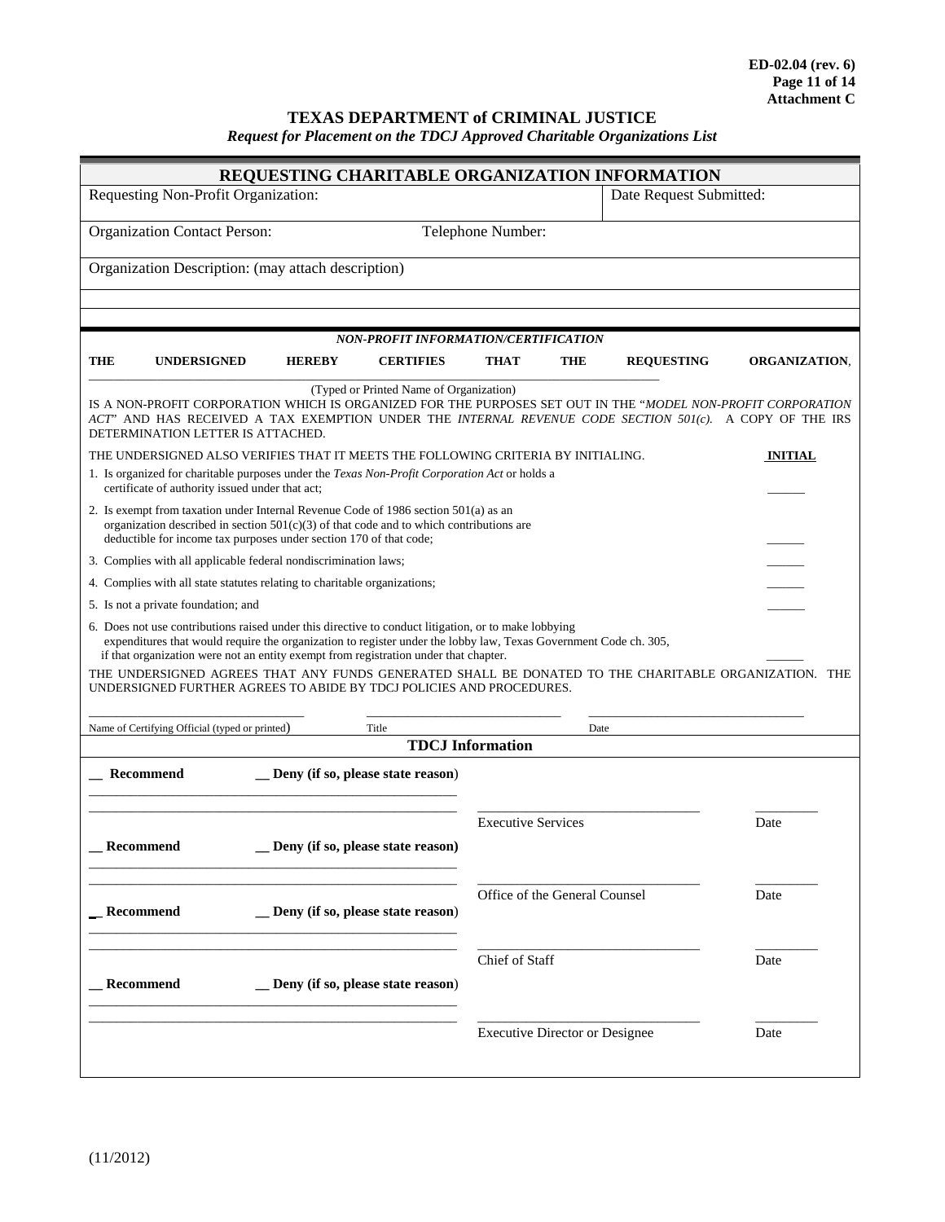ED-02.04 (rev. 6)
Attachment C

# TEXAS DEPARTMENT of CRIMINAL JUSTICE

*Request for Placement on the TDCJ Approved Charitable Organizations List*

## REQUESTING CHARITABLE ORGANIZATION INFORMATION

| Requesting Non-Profit Organization: | Date Request Submitted: |
|---|---|
| Organization Contact Person: Telephone Number: | |
| Organization Description: (may attach description) | |

### *NON-PROFIT INFORMATION/CERTIFICATION*

**THE UNDERSIGNED HEREBY CERTIFIES THAT THE REQUESTING ORGANIZATION**, ______________________________________________

(Typed or Printed Name of Organization)

IS A NON-PROFIT CORPORATION WHICH IS ORGANIZED FOR THE PURPOSES SET OUT IN THE "*MODEL NON-PROFIT CORPORATION ACT*" AND HAS RECEIVED A TAX EXEMPTION UNDER THE *INTERNAL REVENUE CODE SECTION 501(c).* A COPY OF THE IRS DETERMINATION LETTER IS ATTACHED.

THE UNDERSIGNED ALSO VERIFIES THAT IT MEETS THE FOLLOWING CRITERIA BY INITIALING.

| Criteria | **INITIAL** |
|---|---|
| 1. Is organized for charitable purposes under the *Texas Non-Profit Corporation Act* or holds a certificate of authority issued under that act; | ______ |
| 2. Is exempt from taxation under Internal Revenue Code of 1986 section 501(a) as an organization described in section 501(c)(3) of that code and to which contributions are deductible for income tax purposes under section 170 of that code; | ______ |
| 3. Complies with all applicable federal nondiscrimination laws; | ______ |
| 4. Complies with all state statutes relating to charitable organizations; | ______ |
| 5. Is not a private foundation; and | ______ |
| 6. Does not use contributions raised under this directive to conduct litigation, or to make lobbying expenditures that would require the organization to register under the lobby law, Texas Government Code ch. 305, if that organization were not an entity exempt from registration under that chapter. | ______ |

THE UNDERSIGNED AGREES THAT ANY FUNDS GENERATED SHALL BE DONATED TO THE CHARITABLE ORGANIZATION. THE UNDERSIGNED FURTHER AGREES TO ABIDE BY TDCJ POLICIES AND PROCEDURES.

______________________________ ______________________________ ______________________________

Name of Certifying Official (typed or printed) Title Date

## TDCJ Information

**__ Recommend** **__ Deny (if so, please state reason)**

______________________________________________________

______________________________________________________ ______________________________ _________

Executive Services Date

**__ Recommend** **__ Deny (if so, please state reason)**

______________________________________________________

______________________________________________________ ______________________________ _________

Office of the General Counsel Date

**__ Recommend** **__ Deny (if so, please state reason)**

______________________________________________________

______________________________________________________ ______________________________ _________

Chief of Staff Date

**__ Recommend** **__ Deny (if so, please state reason)**

______________________________________________________

______________________________________________________ ______________________________ _________

Executive Director or Designee Date

(11/2012)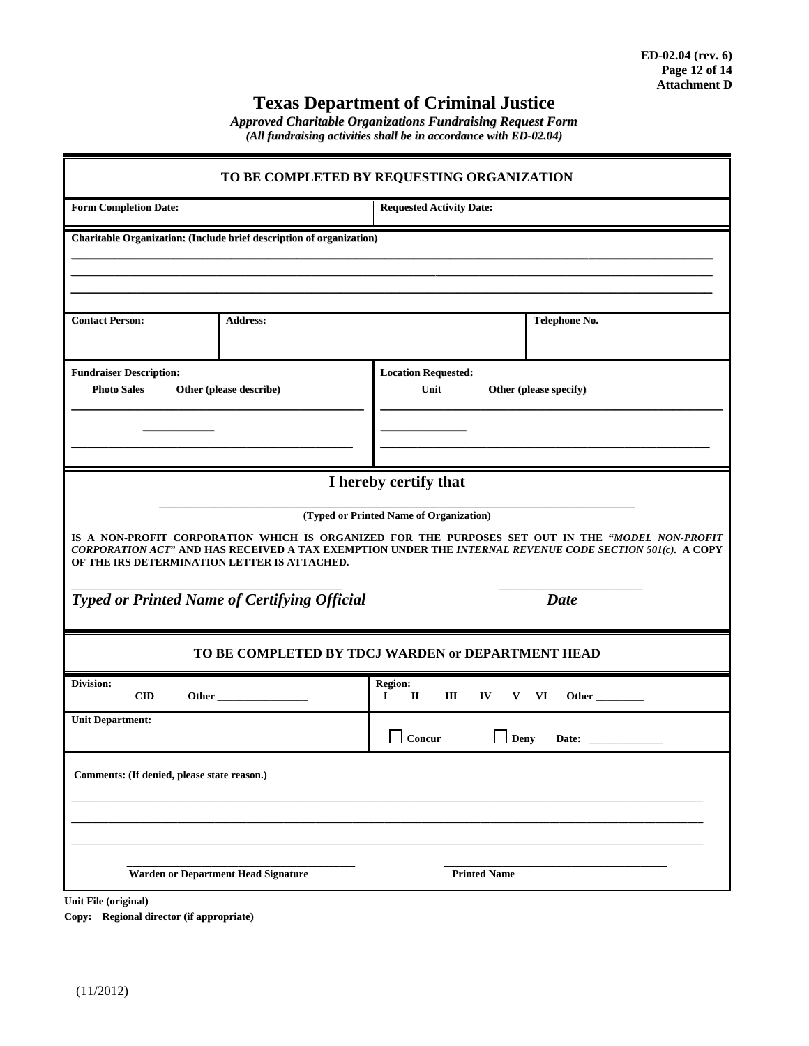ED-02.04 (rev. 6)
Attachment D

# Texas Department of Criminal Justice

***Approved Charitable Organizations Fundraising Request Form***
*(All fundraising activities shall be in accordance with ED-02.04)*

## TO BE COMPLETED BY REQUESTING ORGANIZATION

| Form Completion Date: | Requested Activity Date: |
|---|---|

**Charitable Organization: (Include brief description of organization)**

\_\_\_\_\_\_\_\_\_\_\_\_\_\_\_\_\_\_\_\_\_\_\_\_\_\_\_\_\_\_\_\_\_\_\_\_\_\_\_\_\_\_\_\_\_\_\_\_\_\_\_\_\_\_\_\_\_\_\_\_\_\_\_\_\_\_\_\_\_\_\_\_\_\_\_\_\_\_

\_\_\_\_\_\_\_\_\_\_\_\_\_\_\_\_\_\_\_\_\_\_\_\_\_\_\_\_\_\_\_\_\_\_\_\_\_\_\_\_\_\_\_\_\_\_\_\_\_\_\_\_\_\_\_\_\_\_\_\_\_\_\_\_\_\_\_\_\_\_\_\_\_\_\_\_\_\_

\_\_\_\_\_\_\_\_\_\_\_\_\_\_\_\_\_\_\_\_\_\_\_\_\_\_\_\_\_\_\_\_\_\_\_\_\_\_\_\_\_\_\_\_\_\_\_\_\_\_\_\_\_\_\_\_\_\_\_\_\_\_\_\_\_\_\_\_\_\_\_\_\_\_\_\_\_\_

| Contact Person: | Address: | Telephone No. |
|---|---|---|

| Fundraiser Description: | Location Requested: |
|---|---|
| Photo Sales Other (please describe) | Unit Other (please specify) |
| \_\_\_\_\_\_\_\_\_\_\_\_\_\_\_\_\_\_\_\_\_\_\_\_\_\_\_\_ | \_\_\_\_\_\_\_\_\_\_\_\_\_\_\_\_\_\_\_\_\_\_\_\_\_\_\_\_ |
| \_\_\_\_\_\_\_\_\_\_\_\_\_\_\_\_\_\_\_\_\_\_\_\_\_\_\_\_ | \_\_\_\_\_\_\_\_\_\_\_\_\_\_\_\_\_\_\_\_\_\_\_\_\_\_\_\_ |

### I hereby certify that

\_\_\_\_\_\_\_\_\_\_\_\_\_\_\_\_\_\_\_\_\_\_\_\_\_\_\_\_\_\_\_\_\_\_\_\_\_\_\_\_\_\_\_\_\_\_\_\_\_\_\_\_\_\_\_\_\_\_\_\_

**(Typed or Printed Name of Organization)**

**IS A NON-PROFIT CORPORATION WHICH IS ORGANIZED FOR THE PURPOSES SET OUT IN THE *"MODEL NON-PROFIT CORPORATION ACT"* AND HAS RECEIVED A TAX EXEMPTION UNDER THE *INTERNAL REVENUE CODE SECTION 501(c)*. A COPY OF THE IRS DETERMINATION LETTER IS ATTACHED.**

\_\_\_\_\_\_\_\_\_\_\_\_\_\_\_\_\_\_\_\_\_\_\_\_\_\_\_\_\_\_\_\_\_\_\_\_\_\_\_\_ \_\_\_\_\_\_\_\_\_\_\_\_\_\_\_\_\_\_\_\_\_\_\_

***Typed or Printed Name of Certifying Official*** ***Date***

## TO BE COMPLETED BY TDCJ WARDEN or DEPARTMENT HEAD

| Division: CID Other \_\_\_\_\_\_\_\_\_\_\_\_\_\_\_\_\_ | Region: I II III IV V VI Other \_\_\_\_\_\_\_\_\_ |
|---|---|
| Unit Department: | ☐ Concur ☐ Deny Date: \_\_\_\_\_\_\_\_\_\_\_\_\_\_ |

**Comments: (If denied, please state reason.)**

\_\_\_\_\_\_\_\_\_\_\_\_\_\_\_\_\_\_\_\_\_\_\_\_\_\_\_\_\_\_\_\_\_\_\_\_\_\_\_\_\_\_\_\_\_\_\_\_\_\_\_\_\_\_\_\_\_\_\_\_\_\_\_\_\_\_\_\_\_\_\_\_\_\_\_\_\_\_

\_\_\_\_\_\_\_\_\_\_\_\_\_\_\_\_\_\_\_\_\_\_\_\_\_\_\_\_\_\_\_\_\_\_\_\_\_\_\_\_\_\_\_\_\_\_\_\_\_\_\_\_\_\_\_\_\_\_\_\_\_\_\_\_\_\_\_\_\_\_\_\_\_\_\_\_\_\_

\_\_\_\_\_\_\_\_\_\_\_\_\_\_\_\_\_\_\_\_\_\_\_\_\_\_\_\_\_\_\_\_\_\_\_\_\_\_\_\_\_\_\_\_\_\_\_\_\_\_\_\_\_\_\_\_\_\_\_\_\_\_\_\_\_\_\_\_\_\_\_\_\_\_\_\_\_\_

\_\_\_\_\_\_\_\_\_\_\_\_\_\_\_\_\_\_\_\_\_\_\_\_\_\_\_\_\_\_\_\_\_\_\_\_ \_\_\_\_\_\_\_\_\_\_\_\_\_\_\_\_\_\_\_\_\_\_\_\_\_\_\_\_\_\_\_\_\_\_\_\_

**Warden or Department Head Signature** **Printed Name**

**Unit File (original)**
**Copy: Regional director (if appropriate)**

(11/2012)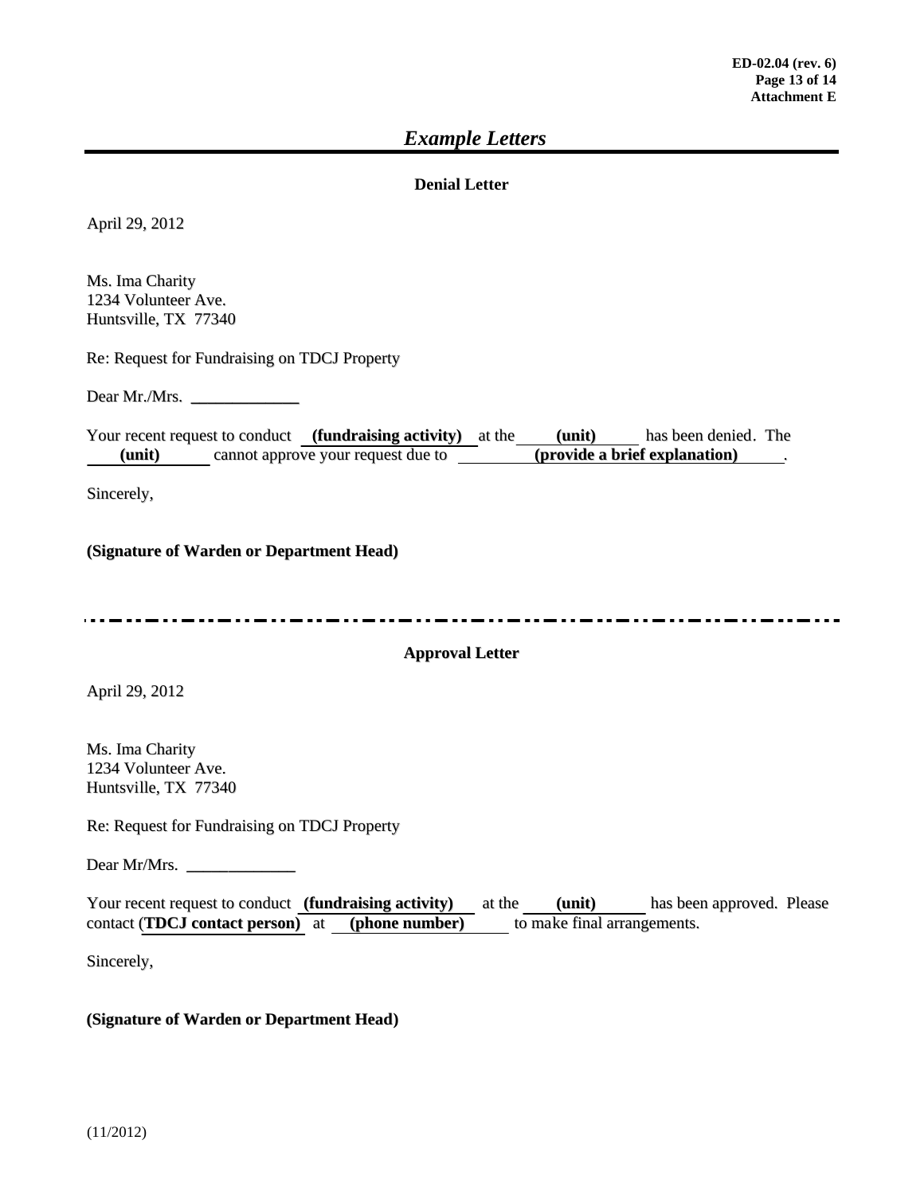# *Example Letters*

**Denial Letter**

April 29, 2012

Ms. Ima Charity
1234 Volunteer Ave.
Huntsville, TX 77340

Re: Request for Fundraising on TDCJ Property

Dear Mr./Mrs. _____________

Your recent request to conduct **(fundraising activity)** at the **(unit)** has been denied. The **(unit)** cannot approve your request due to **(provide a brief explanation)**.

Sincerely,

**(Signature of Warden or Department Head)**

---

**Approval Letter**

April 29, 2012

Ms. Ima Charity
1234 Volunteer Ave.
Huntsville, TX 77340

Re: Request for Fundraising on TDCJ Property

Dear Mr/Mrs. _____________

Your recent request to conduct **(fundraising activity)** at the **(unit)** has been approved. Please contact (**TDCJ contact person)** at **(phone number)** to make final arrangements.

Sincerely,

**(Signature of Warden or Department Head)**

(11/2012)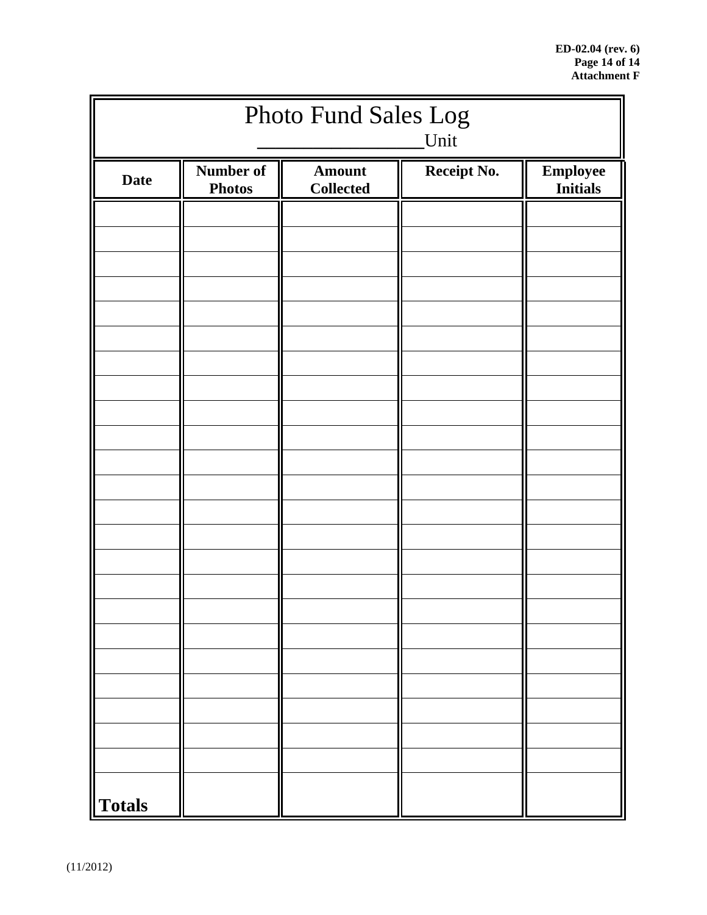Attachment F

# Photo Fund Sales Log

________________Unit

| Date | Number of Photos | Amount Collected | Receipt No. | Employee Initials |
|---|---|---|---|---|
| | | | | |
| | | | | |
| | | | | |
| | | | | |
| | | | | |
| | | | | |
| | | | | |
| | | | | |
| | | | | |
| | | | | |
| | | | | |
| | | | | |
| | | | | |
| | | | | |
| | | | | |
| | | | | |
| | | | | |
| | | | | |
| | | | | |
| | | | | |
| | | | | |
| | | | | |
| | | | | |
| **Totals** | | | | |

(11/2012)